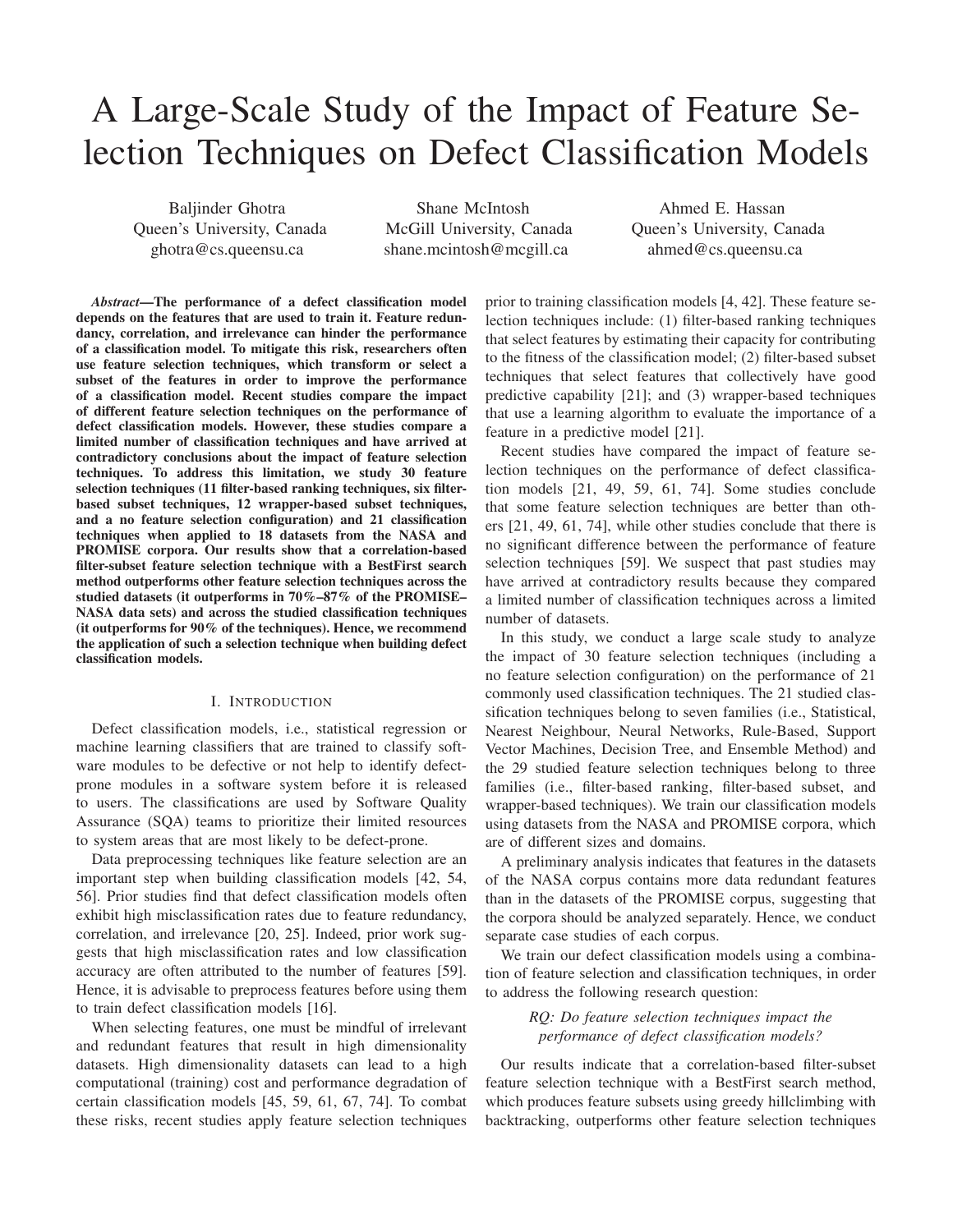# A Large-Scale Study of the Impact of Feature Selection Techniques on Defect Classification Models

Baljinder Ghotra
Queen's University, Canada
ghotra@cs.queensu.ca

Shane McIntosh
McGill University, Canada
shane.mcintosh@mcgill.ca

Ahmed E. Hassan
Queen's University, Canada
ahmed@cs.queensu.ca

***Abstract*—The performance of a defect classification model depends on the features that are used to train it. Feature redundancy, correlation, and irrelevance can hinder the performance of a classification model. To mitigate this risk, researchers often use feature selection techniques, which transform or select a subset of the features in order to improve the performance of a classification model. Recent studies compare the impact of different feature selection techniques on the performance of defect classification models. However, these studies compare a limited number of classification techniques and have arrived at contradictory conclusions about the impact of feature selection techniques. To address this limitation, we study 30 feature selection techniques (11 filter-based ranking techniques, six filter-based subset techniques, 12 wrapper-based subset techniques, and a no feature selection configuration) and 21 classification techniques when applied to 18 datasets from the NASA and PROMISE corpora. Our results show that a correlation-based filter-subset feature selection technique with a BestFirst search method outperforms other feature selection techniques across the studied datasets (it outperforms in 70%–87% of the PROMISE–NASA data sets) and across the studied classification techniques (it outperforms for 90% of the techniques). Hence, we recommend the application of such a selection technique when building defect classification models.**

## I. Introduction

Defect classification models, i.e., statistical regression or machine learning classifiers that are trained to classify software modules to be defective or not help to identify defect-prone modules in a software system before it is released to users. The classifications are used by Software Quality Assurance (SQA) teams to prioritize their limited resources to system areas that are most likely to be defect-prone.

Data preprocessing techniques like feature selection are an important step when building classification models [42, 54, 56]. Prior studies find that defect classification models often exhibit high misclassification rates due to feature redundancy, correlation, and irrelevance [20, 25]. Indeed, prior work suggests that high misclassification rates and low classification accuracy are often attributed to the number of features [59]. Hence, it is advisable to preprocess features before using them to train defect classification models [16].

When selecting features, one must be mindful of irrelevant and redundant features that result in high dimensionality datasets. High dimensionality datasets can lead to a high computational (training) cost and performance degradation of certain classification models [45, 59, 61, 67, 74]. To combat these risks, recent studies apply feature selection techniques prior to training classification models [4, 42]. These feature selection techniques include: (1) filter-based ranking techniques that select features by estimating their capacity for contributing to the fitness of the classification model; (2) filter-based subset techniques that select features that collectively have good predictive capability [21]; and (3) wrapper-based techniques that use a learning algorithm to evaluate the importance of a feature in a predictive model [21].

Recent studies have compared the impact of feature selection techniques on the performance of defect classification models [21, 49, 59, 61, 74]. Some studies conclude that some feature selection techniques are better than others [21, 49, 61, 74], while other studies conclude that there is no significant difference between the performance of feature selection techniques [59]. We suspect that past studies may have arrived at contradictory results because they compared a limited number of classification techniques across a limited number of datasets.

In this study, we conduct a large scale study to analyze the impact of 30 feature selection techniques (including a no feature selection configuration) on the performance of 21 commonly used classification techniques. The 21 studied classification techniques belong to seven families (i.e., Statistical, Nearest Neighbour, Neural Networks, Rule-Based, Support Vector Machines, Decision Tree, and Ensemble Method) and the 29 studied feature selection techniques belong to three families (i.e., filter-based ranking, filter-based subset, and wrapper-based techniques). We train our classification models using datasets from the NASA and PROMISE corpora, which are of different sizes and domains.

A preliminary analysis indicates that features in the datasets of the NASA corpus contains more data redundant features than in the datasets of the PROMISE corpus, suggesting that the corpora should be analyzed separately. Hence, we conduct separate case studies of each corpus.

We train our defect classification models using a combination of feature selection and classification techniques, in order to address the following research question:

*RQ: Do feature selection techniques impact the performance of defect classification models?*

Our results indicate that a correlation-based filter-subset feature selection technique with a BestFirst search method, which produces feature subsets using greedy hillclimbing with backtracking, outperforms other feature selection techniques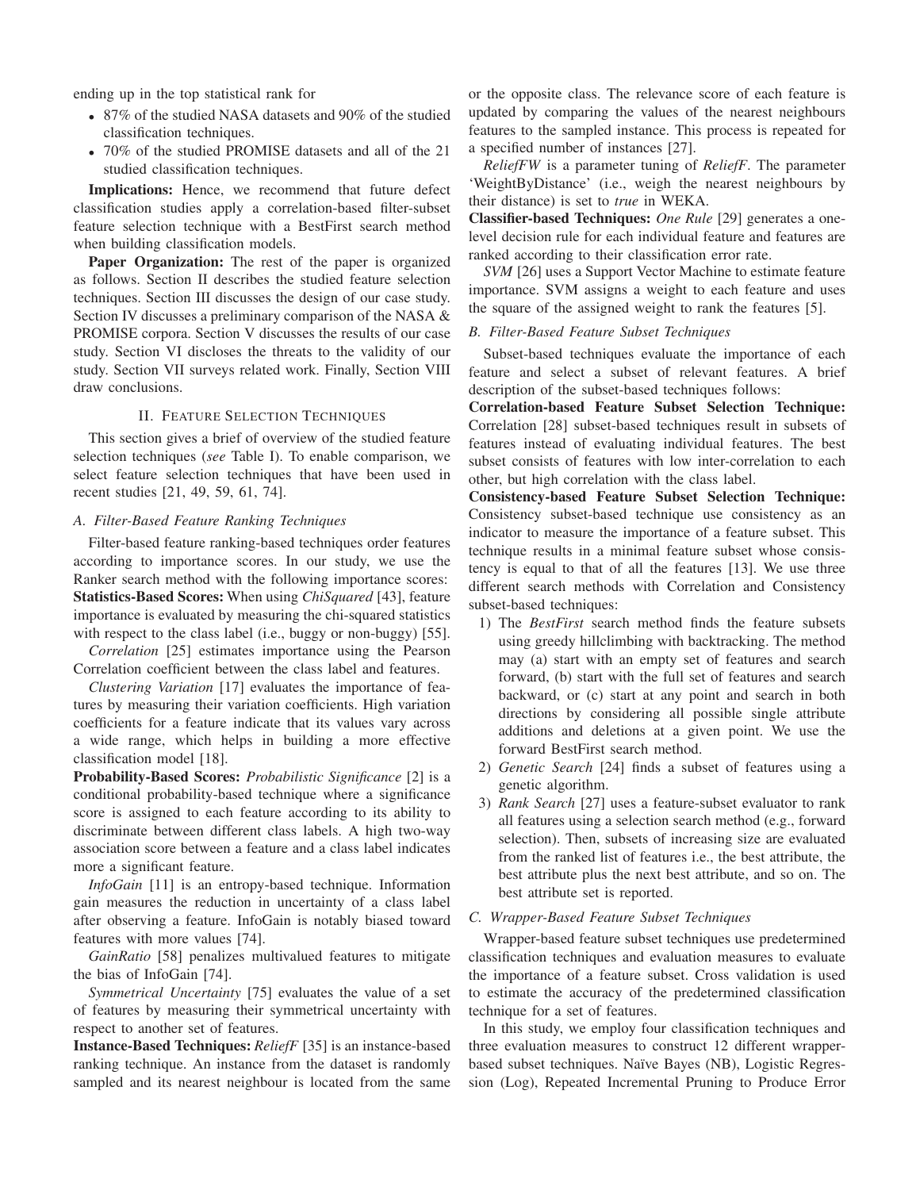ending up in the top statistical rank for

- 87% of the studied NASA datasets and 90% of the studied classification techniques.
- 70% of the studied PROMISE datasets and all of the 21 studied classification techniques.

**Implications:** Hence, we recommend that future defect classification studies apply a correlation-based filter-subset feature selection technique with a BestFirst search method when building classification models.

**Paper Organization:** The rest of the paper is organized as follows. Section II describes the studied feature selection techniques. Section III discusses the design of our case study. Section IV discusses a preliminary comparison of the NASA & PROMISE corpora. Section V discusses the results of our case study. Section VI discloses the threats to the validity of our study. Section VII surveys related work. Finally, Section VIII draw conclusions.

## II. Feature Selection Techniques

This section gives a brief of overview of the studied feature selection techniques (*see* Table I). To enable comparison, we select feature selection techniques that have been used in recent studies [21, 49, 59, 61, 74].

### A. Filter-Based Feature Ranking Techniques

Filter-based feature ranking-based techniques order features according to importance scores. In our study, we use the Ranker search method with the following importance scores:

**Statistics-Based Scores:** When using *ChiSquared* [43], feature importance is evaluated by measuring the chi-squared statistics with respect to the class label (i.e., buggy or non-buggy) [55].

*Correlation* [25] estimates importance using the Pearson Correlation coefficient between the class label and features.

*Clustering Variation* [17] evaluates the importance of features by measuring their variation coefficients. High variation coefficients for a feature indicate that its values vary across a wide range, which helps in building a more effective classification model [18].

**Probability-Based Scores:** *Probabilistic Significance* [2] is a conditional probability-based technique where a significance score is assigned to each feature according to its ability to discriminate between different class labels. A high two-way association score between a feature and a class label indicates more a significant feature.

*InfoGain* [11] is an entropy-based technique. Information gain measures the reduction in uncertainty of a class label after observing a feature. InfoGain is notably biased toward features with more values [74].

*GainRatio* [58] penalizes multivalued features to mitigate the bias of InfoGain [74].

*Symmetrical Uncertainty* [75] evaluates the value of a set of features by measuring their symmetrical uncertainty with respect to another set of features.

**Instance-Based Techniques:** *ReliefF* [35] is an instance-based ranking technique. An instance from the dataset is randomly sampled and its nearest neighbour is located from the same or the opposite class. The relevance score of each feature is updated by comparing the values of the nearest neighbours features to the sampled instance. This process is repeated for a specified number of instances [27].

*ReliefFW* is a parameter tuning of *ReliefF*. The parameter 'WeightByDistance' (i.e., weigh the nearest neighbours by their distance) is set to *true* in WEKA.

**Classifier-based Techniques:** *One Rule* [29] generates a one-level decision rule for each individual feature and features are ranked according to their classification error rate.

*SVM* [26] uses a Support Vector Machine to estimate feature importance. SVM assigns a weight to each feature and uses the square of the assigned weight to rank the features [5].

### B. Filter-Based Feature Subset Techniques

Subset-based techniques evaluate the importance of each feature and select a subset of relevant features. A brief description of the subset-based techniques follows:

**Correlation-based Feature Subset Selection Technique:** Correlation [28] subset-based techniques result in subsets of features instead of evaluating individual features. The best subset consists of features with low inter-correlation to each other, but high correlation with the class label.

**Consistency-based Feature Subset Selection Technique:** Consistency subset-based technique use consistency as an indicator to measure the importance of a feature subset. This technique results in a minimal feature subset whose consistency is equal to that of all the features [13]. We use three different search methods with Correlation and Consistency subset-based techniques:

1) The *BestFirst* search method finds the feature subsets using greedy hillclimbing with backtracking. The method may (a) start with an empty set of features and search forward, (b) start with the full set of features and search backward, or (c) start at any point and search in both directions by considering all possible single attribute additions and deletions at a given point. We use the forward BestFirst search method.
2) *Genetic Search* [24] finds a subset of features using a genetic algorithm.
3) *Rank Search* [27] uses a feature-subset evaluator to rank all features using a selection search method (e.g., forward selection). Then, subsets of increasing size are evaluated from the ranked list of features i.e., the best attribute, the best attribute plus the next best attribute, and so on. The best attribute set is reported.

### C. Wrapper-Based Feature Subset Techniques

Wrapper-based feature subset techniques use predetermined classification techniques and evaluation measures to evaluate the importance of a feature subset. Cross validation is used to estimate the accuracy of the predetermined classification technique for a set of features.

In this study, we employ four classification techniques and three evaluation measures to construct 12 different wrapper-based subset techniques. Naïve Bayes (NB), Logistic Regression (Log), Repeated Incremental Pruning to Produce Error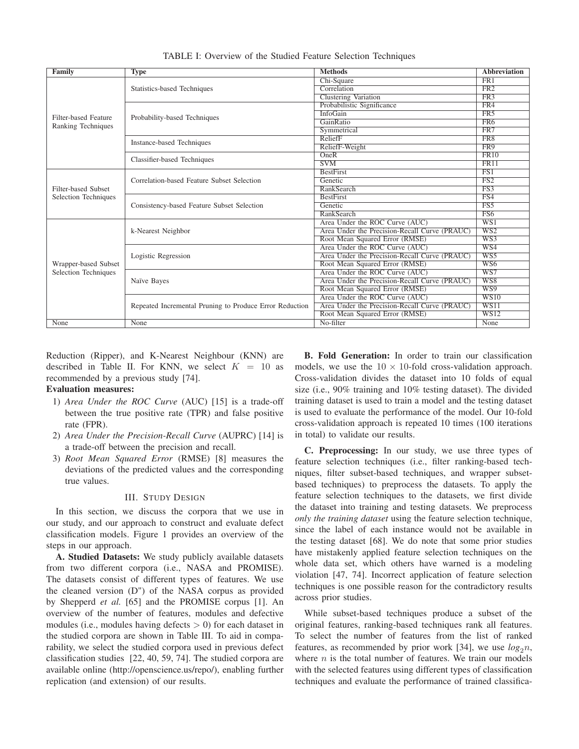TABLE I: Overview of the Studied Feature Selection Techniques

| Family | Type | Methods | Abbreviation |
|---|---|---|---|
| Filter-based Feature Ranking Techniques | Statistics-based Techniques | Chi-Square | FR1 |
| | | Correlation | FR2 |
| | | Clustering Variation | FR3 |
| | Probability-based Techniques | Probabilistic Significance | FR4 |
| | | InfoGain | FR5 |
| | | GainRatio | FR6 |
| | | Symmetrical | FR7 |
| | Instance-based Techniques | ReliefF | FR8 |
| | | ReliefF-Weight | FR9 |
| | Classifier-based Techniques | OneR | FR10 |
| | | SVM | FR11 |
| Filter-based Subset Selection Techniques | Correlation-based Feature Subset Selection | BestFirst | FS1 |
| | | Genetic | FS2 |
| | | RankSearch | FS3 |
| | Consistency-based Feature Subset Selection | BestFirst | FS4 |
| | | Genetic | FS5 |
| | | RankSearch | FS6 |
| Wrapper-based Subset Selection Techniques | k-Nearest Neighbor | Area Under the ROC Curve (AUC) | WS1 |
| | | Area Under the Precision-Recall Curve (PRAUC) | WS2 |
| | | Root Mean Squared Error (RMSE) | WS3 |
| | Logistic Regression | Area Under the ROC Curve (AUC) | WS4 |
| | | Area Under the Precision-Recall Curve (PRAUC) | WS5 |
| | | Root Mean Squared Error (RMSE) | WS6 |
| | Naïve Bayes | Area Under the ROC Curve (AUC) | WS7 |
| | | Area Under the Precision-Recall Curve (PRAUC) | WS8 |
| | | Root Mean Squared Error (RMSE) | WS9 |
| | Repeated Incremental Pruning to Produce Error Reduction | Area Under the ROC Curve (AUC) | WS10 |
| | | Area Under the Precision-Recall Curve (PRAUC) | WS11 |
| | | Root Mean Squared Error (RMSE) | WS12 |
| None | None | No-filter | None |

Reduction (Ripper), and K-Nearest Neighbour (KNN) are described in Table II. For KNN, we select $K = 10$ as recommended by a previous study [74].

**Evaluation measures:**

1) *Area Under the ROC Curve* (AUC) [15] is a trade-off between the true positive rate (TPR) and false positive rate (FPR).
2) *Area Under the Precision-Recall Curve* (AUPRC) [14] is a trade-off between the precision and recall.
3) *Root Mean Squared Error* (RMSE) [8] measures the deviations of the predicted values and the corresponding true values.

## III. Study Design

In this section, we discuss the corpora that we use in our study, and our approach to construct and evaluate defect classification models. Figure 1 provides an overview of the steps in our approach.

**A. Studied Datasets:** We study publicly available datasets from two different corpora (i.e., NASA and PROMISE). The datasets consist of different types of features. We use the cleaned version (D") of the NASA corpus as provided by Shepperd *et al.* [65] and the PROMISE corpus [1]. An overview of the number of features, modules and defective modules (i.e., modules having defects $> 0$) for each dataset in the studied corpora are shown in Table III. To aid in comparability, we select the studied corpora used in previous defect classification studies [22, 40, 59, 74]. The studied corpora are available online (http://openscience.us/repo/), enabling further replication (and extension) of our results.

**B. Fold Generation:** In order to train our classification models, we use the $10 \times 10$-fold cross-validation approach. Cross-validation divides the dataset into 10 folds of equal size (i.e., 90% training and 10% testing dataset). The divided training dataset is used to train a model and the testing dataset is used to evaluate the performance of the model. Our 10-fold cross-validation approach is repeated 10 times (100 iterations in total) to validate our results.

**C. Preprocessing:** In our study, we use three types of feature selection techniques (i.e., filter ranking-based techniques, filter subset-based techniques, and wrapper subset-based techniques) to preprocess the datasets. To apply the feature selection techniques to the datasets, we first divide the dataset into training and testing datasets. We preprocess *only the training dataset* using the feature selection technique, since the label of each instance would not be available in the testing dataset [68]. We do note that some prior studies have mistakenly applied feature selection techniques on the whole data set, which others have warned is a modeling violation [47, 74]. Incorrect application of feature selection techniques is one possible reason for the contradictory results across prior studies.

While subset-based techniques produce a subset of the original features, ranking-based techniques rank all features. To select the number of features from the list of ranked features, as recommended by prior work [34], we use $log_2 n$, where $n$ is the total number of features. We train our models with the selected features using different types of classification techniques and evaluate the performance of trained classifica-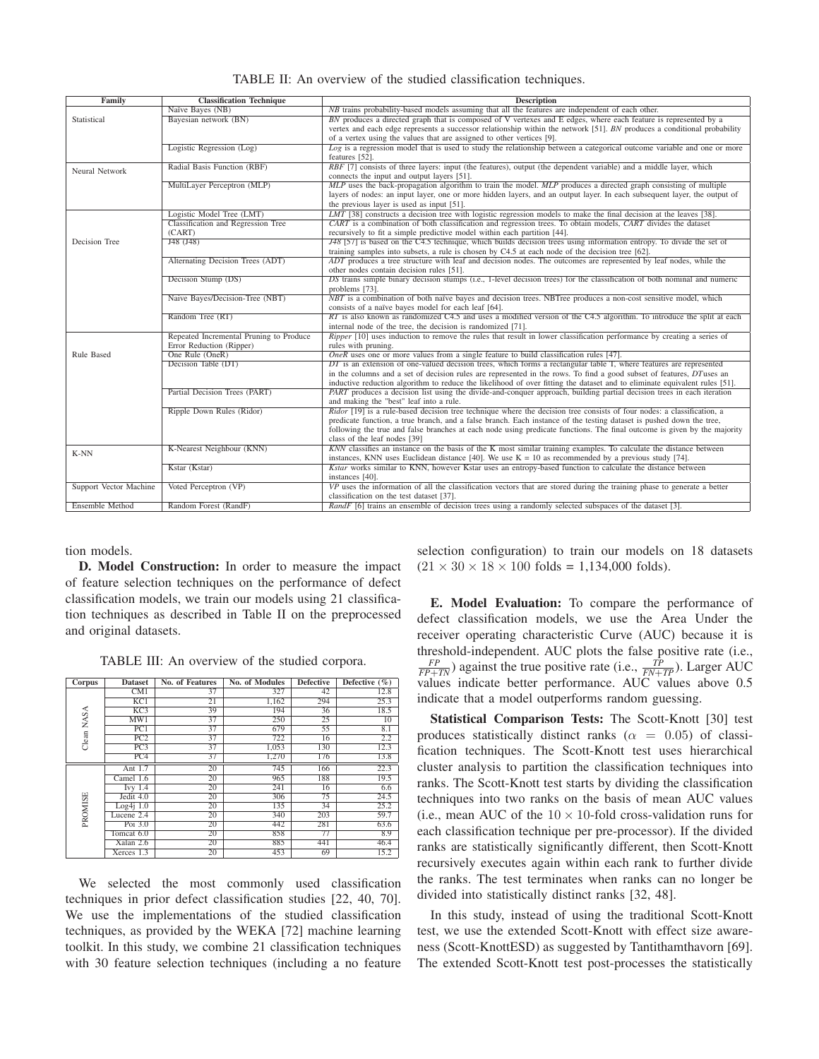TABLE II: An overview of the studied classification techniques.

| Family | Classification Technique | Description |
|---|---|---|
| Statistical | Naïve Bayes (NB) | *NB* trains probability-based models assuming that all the features are independent of each other. |
| | Bayesian network (BN) | *BN* produces a directed graph that is composed of V vertexes and E edges, where each feature is represented by a vertex and each edge represents a successor relationship within the network [51]. *BN* produces a conditional probability of a vertex using the values that are assigned to other vertices [9]. |
| | Logistic Regression (Log) | *Log* is a regression model that is used to study the relationship between a categorical outcome variable and one or more features [52]. |
| Neural Network | Radial Basis Function (RBF) | *RBF* [7] consists of three layers: input (the features), output (the dependent variable) and a middle layer, which connects the input and output layers [51]. |
| | MultiLayer Perceptron (MLP) | *MLP* uses the back-propagation algorithm to train the model. *MLP* produces a directed graph consisting of multiple layers of nodes: an input layer, one or more hidden layers, and an output layer. In each subsequent layer, the output of the previous layer is used as input [51]. |
| Decision Tree | Logistic Model Tree (LMT) | *LMT* [38] constructs a decision tree with logistic regression models to make the final decision at the leaves [38]. |
| | Classification and Regression Tree (CART) | *CART* is a combination of both classification and regression trees. To obtain models, *CART* divides the dataset recursively to fit a simple predictive model within each partition [44]. |
| | J48 (J48) | *J48* [57] is based on the C4.5 technique, which builds decision trees using information entropy. To divide the set of training samples into subsets, a rule is chosen by C4.5 at each node of the decision tree [62]. |
| | Alternating Decision Trees (ADT) | *ADT* produces a tree structure with leaf and decision nodes. The outcomes are represented by leaf nodes, while the other nodes contain decision rules [51]. |
| | Decision Stump (DS) | *DS* trains simple binary decision stumps (i.e., 1-level decision trees) for the classification of both nominal and numeric problems [73]. |
| | Naive Bayes/Decision-Tree (NBT) | *NBT* is a combination of both naïve bayes and decision trees. NBTree produces a non-cost sensitive model, which consists of a naïve bayes model for each leaf [64]. |
| | Random Tree (RT) | *RT* is also known as randomized C4.5 and uses a modified version of the C4.5 algorithm. To introduce the split at each internal node of the tree, the decision is randomized [71]. |
| Rule Based | Repeated Incremental Pruning to Produce Error Reduction (Ripper) | *Ripper* [10] uses induction to remove the rules that result in lower classification performance by creating a series of rules with pruning. |
| | One Rule (OneR) | *OneR* uses one or more values from a single feature to build classification rules [47]. |
| | Decision Table (DT) | *DT* is an extension of one-valued decision trees, which forms a rectangular table T, where features are represented in the columns and a set of decision rules are represented in the rows. To find a good subset of features, *DT*uses an inductive reduction algorithm to reduce the likelihood of over fitting the dataset and to eliminate equivalent rules [51]. |
| | Partial Decision Trees (PART) | *PART* produces a decision list using the divide-and-conquer approach, building partial decision trees in each iteration and making the "best" leaf into a rule. |
| | Ripple Down Rules (Ridor) | *Ridor* [19] is a rule-based decision tree technique where the decision tree consists of four nodes: a classification, a predicate function, a true branch, and a false branch. Each instance of the testing dataset is pushed down the tree, following the true and false branches at each node using predicate functions. The final outcome is given by the majority class of the leaf nodes [39] |
| K-NN | K-Nearest Neighbour (KNN) | *KNN* classifies an instance on the basis of the K most similar training examples. To calculate the distance between instances, KNN uses Euclidean distance [40]. We use K = 10 as recommended by a previous study [74]. |
| | Kstar (Kstar) | *Kstar* works similar to KNN, however Kstar uses an entropy-based function to calculate the distance between instances [40]. |
| Support Vector Machine | Voted Perceptron (VP) | *VP* uses the information of all the classification vectors that are stored during the training phase to generate a better classification on the test dataset [37]. |
| Ensemble Method | Random Forest (RandF) | *RandF* [6] trains an ensemble of decision trees using a randomly selected subspaces of the dataset [3]. |

tion models.

**D. Model Construction:** In order to measure the impact of feature selection techniques on the performance of defect classification models, we train our models using 21 classification techniques as described in Table II on the preprocessed and original datasets.

TABLE III: An overview of the studied corpora.

| Corpus | Dataset | No. of Features | No. of Modules | Defective | Defective (%) |
|---|---|---|---|---|---|
| Clean NASA | CM1 | 37 | 327 | 42 | 12.8 |
| | KC1 | 21 | 1,162 | 294 | 25.3 |
| | KC3 | 39 | 194 | 36 | 18.5 |
| | MW1 | 37 | 250 | 25 | 10 |
| | PC1 | 37 | 679 | 55 | 8.1 |
| | PC2 | 37 | 722 | 16 | 2.2 |
| | PC3 | 37 | 1,053 | 130 | 12.3 |
| | PC4 | 37 | 1,270 | 176 | 13.8 |
| PROMISE | Ant 1.7 | 20 | 745 | 166 | 22.3 |
| | Camel 1.6 | 20 | 965 | 188 | 19.5 |
| | Ivy 1.4 | 20 | 241 | 16 | 6.6 |
| | Jedit 4.0 | 20 | 306 | 75 | 24.5 |
| | Log4j 1.0 | 20 | 135 | 34 | 25.2 |
| | Lucene 2.4 | 20 | 340 | 203 | 59.7 |
| | Poi 3.0 | 20 | 442 | 281 | 63.6 |
| | Tomcat 6.0 | 20 | 858 | 77 | 8.9 |
| | Xalan 2.6 | 20 | 885 | 441 | 46.4 |
| | Xerces 1.3 | 20 | 453 | 69 | 15.2 |

We selected the most commonly used classification techniques in prior defect classification studies [22, 40, 70]. We use the implementations of the studied classification techniques, as provided by the WEKA [72] machine learning toolkit. In this study, we combine 21 classification techniques with 30 feature selection techniques (including a no feature selection configuration) to train our models on 18 datasets ($21 \times 30 \times 18 \times 100$ folds = 1,134,000 folds).

**E. Model Evaluation:** To compare the performance of defect classification models, we use the Area Under the receiver operating characteristic Curve (AUC) because it is threshold-independent. AUC plots the false positive rate (i.e., $\frac{FP}{FP+TN}$) against the true positive rate (i.e., $\frac{TP}{FN+TP}$). Larger AUC values indicate better performance. AUC values above 0.5 indicate that a model outperforms random guessing.

**Statistical Comparison Tests:** The Scott-Knott [30] test produces statistically distinct ranks ($\alpha = 0.05$) of classification techniques. The Scott-Knott test uses hierarchical cluster analysis to partition the classification techniques into ranks. The Scott-Knott test starts by dividing the classification techniques into two ranks on the basis of mean AUC values (i.e., mean AUC of the $10 \times 10$-fold cross-validation runs for each classification technique per pre-processor). If the divided ranks are statistically significantly different, then Scott-Knott recursively executes again within each rank to further divide the ranks. The test terminates when ranks can no longer be divided into statistically distinct ranks [32, 48].

In this study, instead of using the traditional Scott-Knott test, we use the extended Scott-Knott with effect size awareness (Scott-KnottESD) as suggested by Tantithamthavorn [69]. The extended Scott-Knott test post-processes the statistically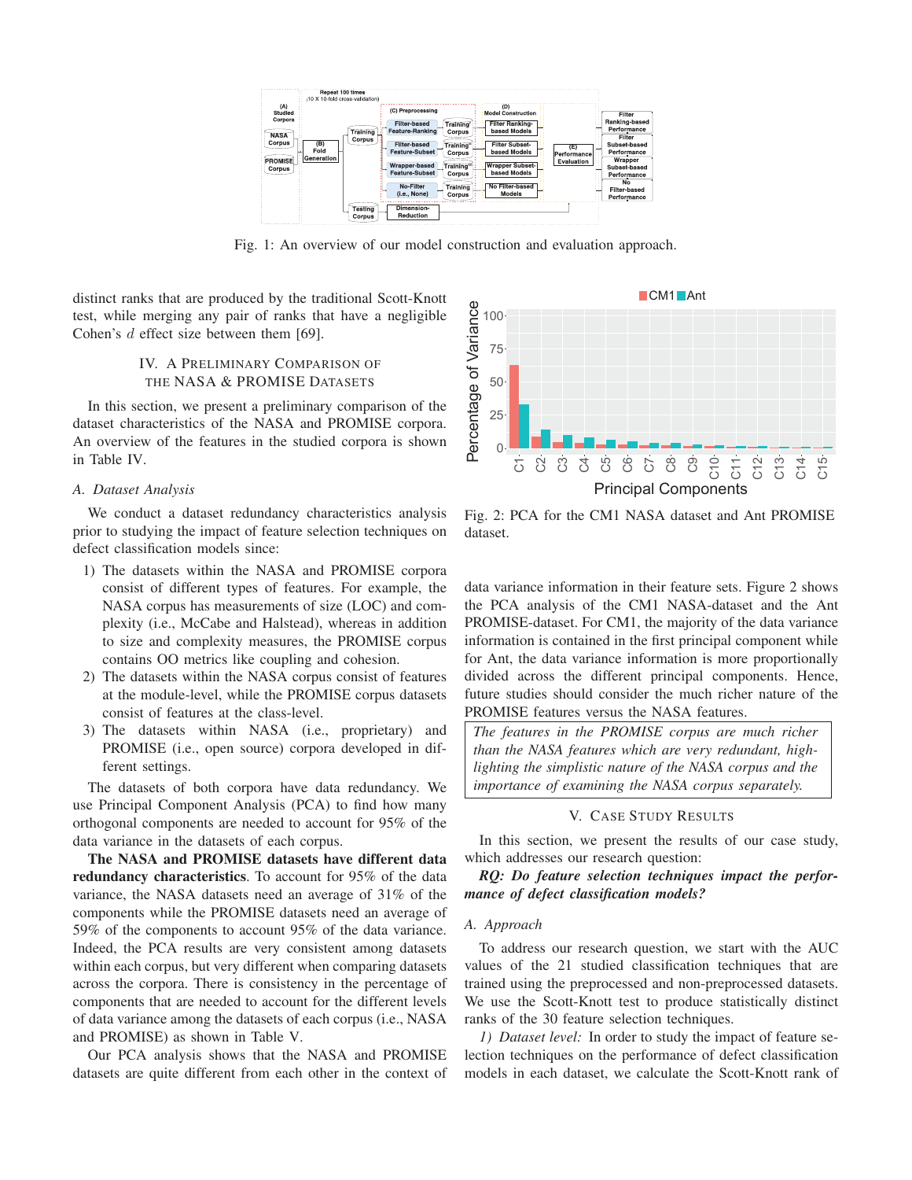Fig. 1: An overview of our model construction and evaluation approach.

distinct ranks that are produced by the traditional Scott-Knott test, while merging any pair of ranks that have a negligible Cohen's $d$ effect size between them [69].

## IV. A Preliminary Comparison of the NASA & PROMISE Datasets

In this section, we present a preliminary comparison of the dataset characteristics of the NASA and PROMISE corpora. An overview of the features in the studied corpora is shown in Table IV.

### A. Dataset Analysis

We conduct a dataset redundancy characteristics analysis prior to studying the impact of feature selection techniques on defect classification models since:

1) The datasets within the NASA and PROMISE corpora consist of different types of features. For example, the NASA corpus has measurements of size (LOC) and complexity (i.e., McCabe and Halstead), whereas in addition to size and complexity measures, the PROMISE corpus contains OO metrics like coupling and cohesion.
2) The datasets within the NASA corpus consist of features at the module-level, while the PROMISE corpus datasets consist of features at the class-level.
3) The datasets within NASA (i.e., proprietary) and PROMISE (i.e., open source) corpora developed in different settings.

The datasets of both corpora have data redundancy. We use Principal Component Analysis (PCA) to find how many orthogonal components are needed to account for 95% of the data variance in the datasets of each corpus.

**The NASA and PROMISE datasets have different data redundancy characteristics**. To account for 95% of the data variance, the NASA datasets need an average of 31% of the components while the PROMISE datasets need an average of 59% of the components to account 95% of the data variance. Indeed, the PCA results are very consistent among datasets within each corpus, but very different when comparing datasets across the corpora. There is consistency in the percentage of components that are needed to account for the different levels of data variance among the datasets of each corpus (i.e., NASA and PROMISE) as shown in Table V.

Our PCA analysis shows that the NASA and PROMISE datasets are quite different from each other in the context of data variance information in their feature sets. Figure 2 shows the PCA analysis of the CM1 NASA-dataset and the Ant PROMISE-dataset. For CM1, the majority of the data variance information is contained in the first principal component while for Ant, the data variance information is more proportionally divided across the different principal components. Hence, future studies should consider the much richer nature of the PROMISE features versus the NASA features.

Fig. 2: PCA for the CM1 NASA dataset and Ant PROMISE dataset.

> *The features in the PROMISE corpus are much richer than the NASA features which are very redundant, highlighting the simplistic nature of the NASA corpus and the importance of examining the NASA corpus separately.*

## V. Case Study Results

In this section, we present the results of our case study, which addresses our research question:

***RQ: Do feature selection techniques impact the performance of defect classification models?***

### A. Approach

To address our research question, we start with the AUC values of the 21 studied classification techniques that are trained using the preprocessed and non-preprocessed datasets. We use the Scott-Knott test to produce statistically distinct ranks of the 30 feature selection techniques.

*1) Dataset level:* In order to study the impact of feature selection techniques on the performance of defect classification models in each dataset, we calculate the Scott-Knott rank of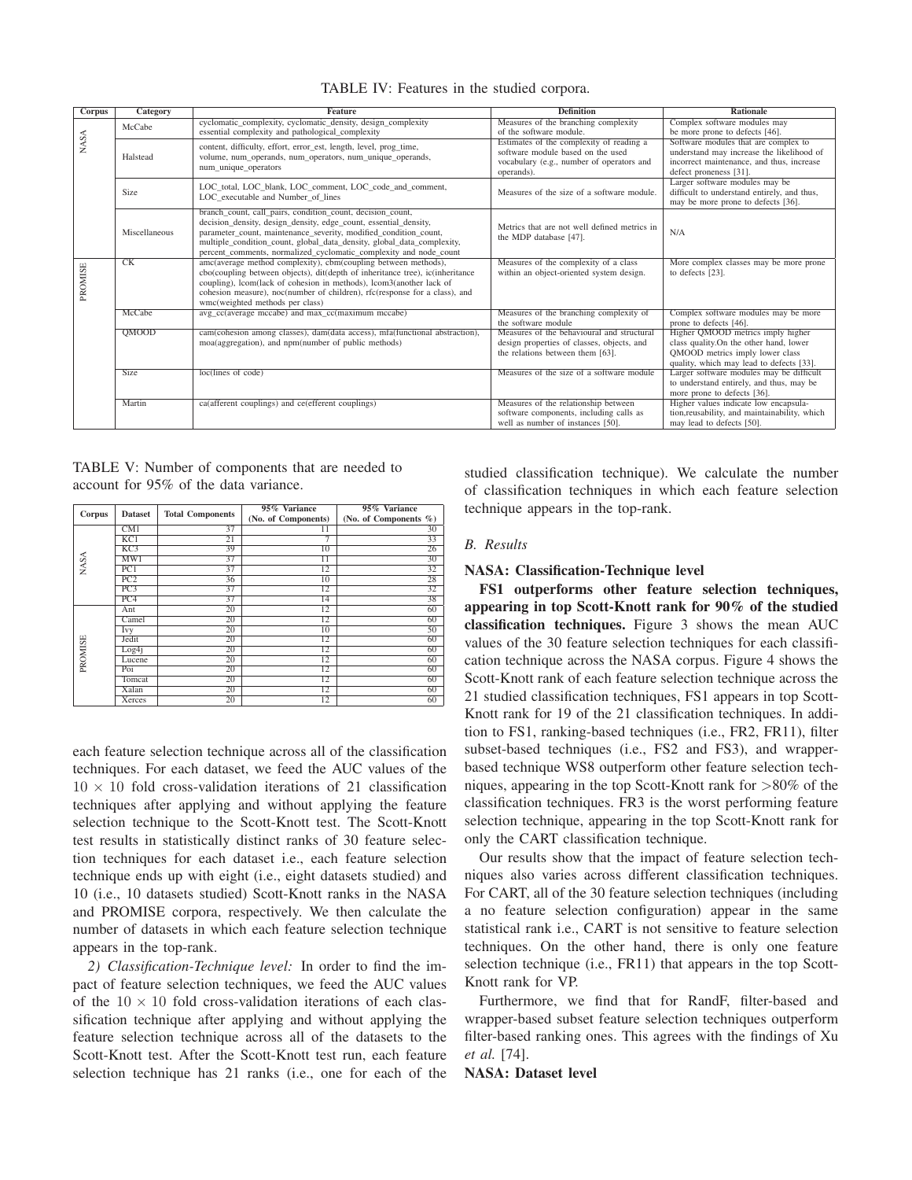TABLE IV: Features in the studied corpora.

| Corpus | Category | Feature | Definition | Rationale |
|---|---|---|---|---|
| NASA | McCabe | cyclomatic_complexity, cyclomatic_density, design_complexity essential complexity and pathological_complexity | Measures of the branching complexity of the software module. | Complex software modules may be more prone to defects [46]. |
| | Halstead | content, difficulty, effort, error_est, length, level, prog_time, volume, num_operands, num_operators, num_unique_operands, num_unique_operators | Estimates of the complexity of reading a software module based on the used vocabulary (e.g., number of operators and operands). | Software modules that are complex to understand may increase the likelihood of incorrect maintenance, and thus, increase defect proneness [31]. |
| | Size | LOC_total, LOC_blank, LOC_comment, LOC_code_and_comment, LOC_executable and Number_of_lines | Measures of the size of a software module. | Larger software modules may be difficult to understand entirely, and thus, may be more prone to defects [36]. |
| | Miscellaneous | branch_count, call_pairs, condition_count, decision_count, decision_density, design_density, edge_count, essential_density, parameter_count, maintenance_severity, modified_condition_count, multiple_condition_count, global_data_density, global_data_complexity, percent_comments, normalized_cyclomatic_complexity and node_count | Metrics that are not well defined metrics in the MDP database [47]. | N/A |
| PROMISE | CK | amc(average method complexity), cbm(coupling between methods), cbo(coupling between objects), dit(depth of inheritance tree), ic(inheritance coupling), lcom(lack of cohesion in methods), lcom3(another lack of cohesion measure), noc(number of children), rfc(response for a class), and wmc(weighted methods per class) | Measures of the complexity of a class within an object-oriented system design. | More complex classes may be more prone to defects [23]. |
| | McCabe | avg_cc(average mccabe) and max_cc(maximum mccabe) | Measures of the branching complexity of the software module | Complex software modules may be more prone to defects [46]. |
| | QMOOD | cam(cohesion among classes), dam(data access), mfa(functional abstraction), moa(aggregation), and npm(number of public methods) | Measures of the behavioural and structural design properties of classes, objects, and the relations between them [63]. | Higher QMOOD metrics imply higher class quality.On the other hand, lower QMOOD metrics imply lower class quality, which may lead to defects [33]. |
| | Size | loc(lines of code) | Measures of the size of a software module | Larger software modules may be difficult to understand entirely, and thus, may be more prone to defects [36]. |
| | Martin | ca(afferent couplings) and ce(efferent couplings) | Measures of the relationship between software components, including calls as well as number of instances [50]. | Higher values indicate low encapsulation,reusability, and maintainability, which may lead to defects [50]. |

TABLE V: Number of components that are needed to account for 95% of the data variance.

| Corpus | Dataset | Total Components | 95% Variance (No. of Components) | 95% Variance (No. of Components %) |
|---|---|---|---|---|
| NASA | CM1 | 37 | 11 | 30 |
| | KC1 | 21 | 7 | 33 |
| | KC3 | 39 | 10 | 26 |
| | MW1 | 37 | 11 | 30 |
| | PC1 | 37 | 12 | 32 |
| | PC2 | 36 | 10 | 28 |
| | PC3 | 37 | 12 | 32 |
| | PC4 | 37 | 14 | 38 |
| PROMISE | Ant | 20 | 12 | 60 |
| | Camel | 20 | 12 | 60 |
| | Ivy | 20 | 10 | 50 |
| | Jedit | 20 | 12 | 60 |
| | Log4j | 20 | 12 | 60 |
| | Lucene | 20 | 12 | 60 |
| | Poi | 20 | 12 | 60 |
| | Tomcat | 20 | 12 | 60 |
| | Xalan | 20 | 12 | 60 |
| | Xerces | 20 | 12 | 60 |

each feature selection technique across all of the classification techniques. For each dataset, we feed the AUC values of the $10 \times 10$ fold cross-validation iterations of 21 classification techniques after applying and without applying the feature selection technique to the Scott-Knott test. The Scott-Knott test results in statistically distinct ranks of 30 feature selection techniques for each dataset i.e., each feature selection technique ends up with eight (i.e., eight datasets studied) and 10 (i.e., 10 datasets studied) Scott-Knott ranks in the NASA and PROMISE corpora, respectively. We then calculate the number of datasets in which each feature selection technique appears in the top-rank.

*2) Classification-Technique level:* In order to find the impact of feature selection techniques, we feed the AUC values of the $10 \times 10$ fold cross-validation iterations of each classification technique after applying and without applying the feature selection technique across all of the datasets to the Scott-Knott test. After the Scott-Knott test run, each feature selection technique has 21 ranks (i.e., one for each of the studied classification technique). We calculate the number of classification techniques in which each feature selection technique appears in the top-rank.

## B. Results

**NASA: Classification-Technique level**

**FS1 outperforms other feature selection techniques, appearing in top Scott-Knott rank for 90% of the studied classification techniques.** Figure 3 shows the mean AUC values of the 30 feature selection techniques for each classification technique across the NASA corpus. Figure 4 shows the Scott-Knott rank of each feature selection technique across the 21 studied classification techniques, FS1 appears in top Scott-Knott rank for 19 of the 21 classification techniques. In addition to FS1, ranking-based techniques (i.e., FR2, FR11), filter subset-based techniques (i.e., FS2 and FS3), and wrapper-based technique WS8 outperform other feature selection techniques, appearing in the top Scott-Knott rank for $>$80% of the classification techniques. FR3 is the worst performing feature selection technique, appearing in the top Scott-Knott rank for only the CART classification technique.

Our results show that the impact of feature selection techniques also varies across different classification techniques. For CART, all of the 30 feature selection techniques (including a no feature selection configuration) appear in the same statistical rank i.e., CART is not sensitive to feature selection techniques. On the other hand, there is only one feature selection technique (i.e., FR11) that appears in the top Scott-Knott rank for VP.

Furthermore, we find that for RandF, filter-based and wrapper-based subset feature selection techniques outperform filter-based ranking ones. This agrees with the findings of Xu *et al.* [74].

**NASA: Dataset level**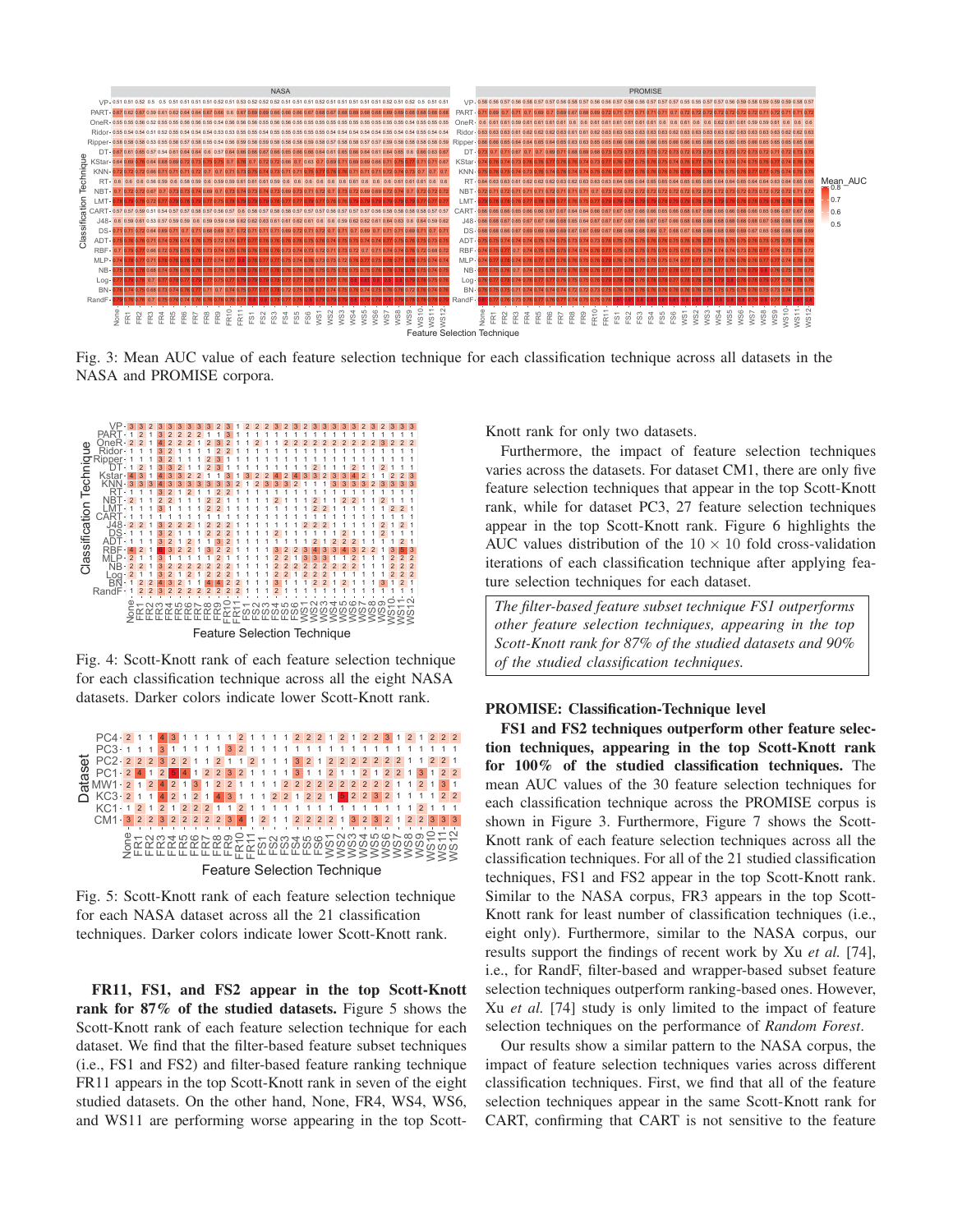Fig. 3: Mean AUC value of each feature selection technique for each classification technique across all datasets in the NASA and PROMISE corpora.

Fig. 4: Scott-Knott rank of each feature selection technique for each classification technique across all the eight NASA datasets. Darker colors indicate lower Scott-Knott rank.

Fig. 5: Scott-Knott rank of each feature selection technique for each NASA dataset across all the 21 classification techniques. Darker colors indicate lower Scott-Knott rank.

**FR11, FS1, and FS2 appear in the top Scott-Knott rank for 87% of the studied datasets.** Figure 5 shows the Scott-Knott rank of each feature selection technique for each dataset. We find that the filter-based feature subset techniques (i.e., FS1 and FS2) and filter-based feature ranking technique FR11 appears in the top Scott-Knott rank in seven of the eight studied datasets. On the other hand, None, FR4, WS4, WS6, and WS11 are performing worse appearing in the top Scott-Knott rank for only two datasets.

Furthermore, the impact of feature selection techniques varies across the datasets. For dataset CM1, there are only five feature selection techniques that appear in the top Scott-Knott rank, while for dataset PC3, 27 feature selection techniques appear in the top Scott-Knott rank. Figure 6 highlights the AUC values distribution of the $10 \times 10$ fold cross-validation iterations of each classification technique after applying feature selection techniques for each dataset.

> *The filter-based feature subset technique FS1 outperforms other feature selection techniques, appearing in the top Scott-Knott rank for 87% of the studied datasets and 90% of the studied classification techniques.*

**PROMISE: Classification-Technique level**

**FS1 and FS2 techniques outperform other feature selection techniques, appearing in the top Scott-Knott rank for 100% of the studied classification techniques.** The mean AUC values of the 30 feature selection techniques for each classification technique across the PROMISE corpus is shown in Figure 3. Furthermore, Figure 7 shows the Scott-Knott rank of each feature selection techniques across all the classification techniques. For all of the 21 studied classification techniques, FS1 and FS2 appear in the top Scott-Knott rank. Similar to the NASA corpus, FR3 appears in the top Scott-Knott rank for least number of classification techniques (i.e., eight only). Furthermore, similar to the NASA corpus, our results support the findings of recent work by Xu *et al.* [74], i.e., for RandF, filter-based and wrapper-based subset feature selection techniques outperform ranking-based ones. However, Xu *et al.* [74] study is only limited to the impact of feature selection techniques on the performance of *Random Forest*.

Our results show a similar pattern to the NASA corpus, the impact of feature selection techniques varies across different classification techniques. First, we find that all of the feature selection techniques appear in the same Scott-Knott rank for CART, confirming that CART is not sensitive to the feature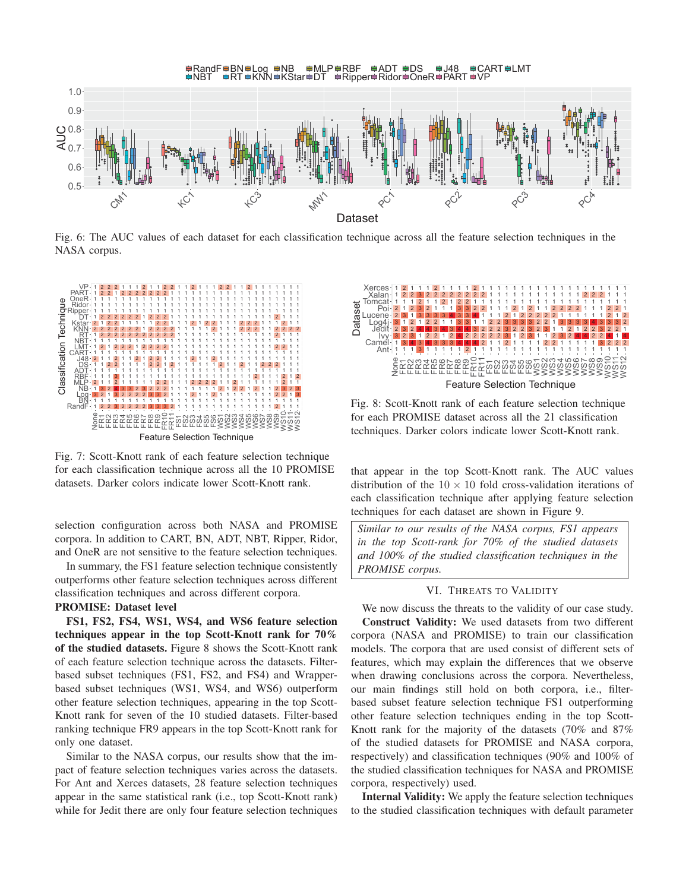Fig. 6: The AUC values of each dataset for each classification technique across all the feature selection techniques in the NASA corpus.

Fig. 7: Scott-Knott rank of each feature selection technique for each classification technique across all the 10 PROMISE datasets. Darker colors indicate lower Scott-Knott rank.

selection configuration across both NASA and PROMISE corpora. In addition to CART, BN, ADT, NBT, Ripper, Ridor, and OneR are not sensitive to the feature selection techniques.

In summary, the FS1 feature selection technique consistently outperforms other feature selection techniques across different classification techniques and across different corpora.

**PROMISE: Dataset level**

**FS1, FS2, FS4, WS1, WS4, and WS6 feature selection techniques appear in the top Scott-Knott rank for 70% of the studied datasets.** Figure 8 shows the Scott-Knott rank of each feature selection technique across the datasets. Filter-based subset techniques (FS1, FS2, and FS4) and Wrapper-based subset techniques (WS1, WS4, and WS6) outperform other feature selection techniques, appearing in the top Scott-Knott rank for seven of the 10 studied datasets. Filter-based ranking technique FR9 appears in the top Scott-Knott rank for only one dataset.

Similar to the NASA corpus, our results show that the impact of feature selection techniques varies across the datasets. For Ant and Xerces datasets, 28 feature selection techniques appear in the same statistical rank (i.e., top Scott-Knott rank) while for Jedit there are only four feature selection techniques

Fig. 8: Scott-Knott rank of each feature selection technique for each PROMISE dataset across all the 21 classification techniques. Darker colors indicate lower Scott-Knott rank.

that appear in the top Scott-Knott rank. The AUC values distribution of the $10 \times 10$ fold cross-validation iterations of each classification technique after applying feature selection techniques for each dataset are shown in Figure 9.

*Similar to our results of the NASA corpus, FS1 appears in the top Scott-rank for 70% of the studied datasets and 100% of the studied classification techniques in the PROMISE corpus.*

## VI. Threats to Validity

We now discuss the threats to the validity of our case study.

**Construct Validity:** We used datasets from two different corpora (NASA and PROMISE) to train our classification models. The corpora that are used consist of different sets of features, which may explain the differences that we observe when drawing conclusions across the corpora. Nevertheless, our main findings still hold on both corpora, i.e., filter-based subset feature selection technique FS1 outperforming other feature selection techniques ending in the top Scott-Knott rank for the majority of the datasets (70% and 87% of the studied datasets for PROMISE and NASA corpora, respectively) and classification techniques (90% and 100% of the studied classification techniques for NASA and PROMISE corpora, respectively) used.

**Internal Validity:** We apply the feature selection techniques to the studied classification techniques with default parameter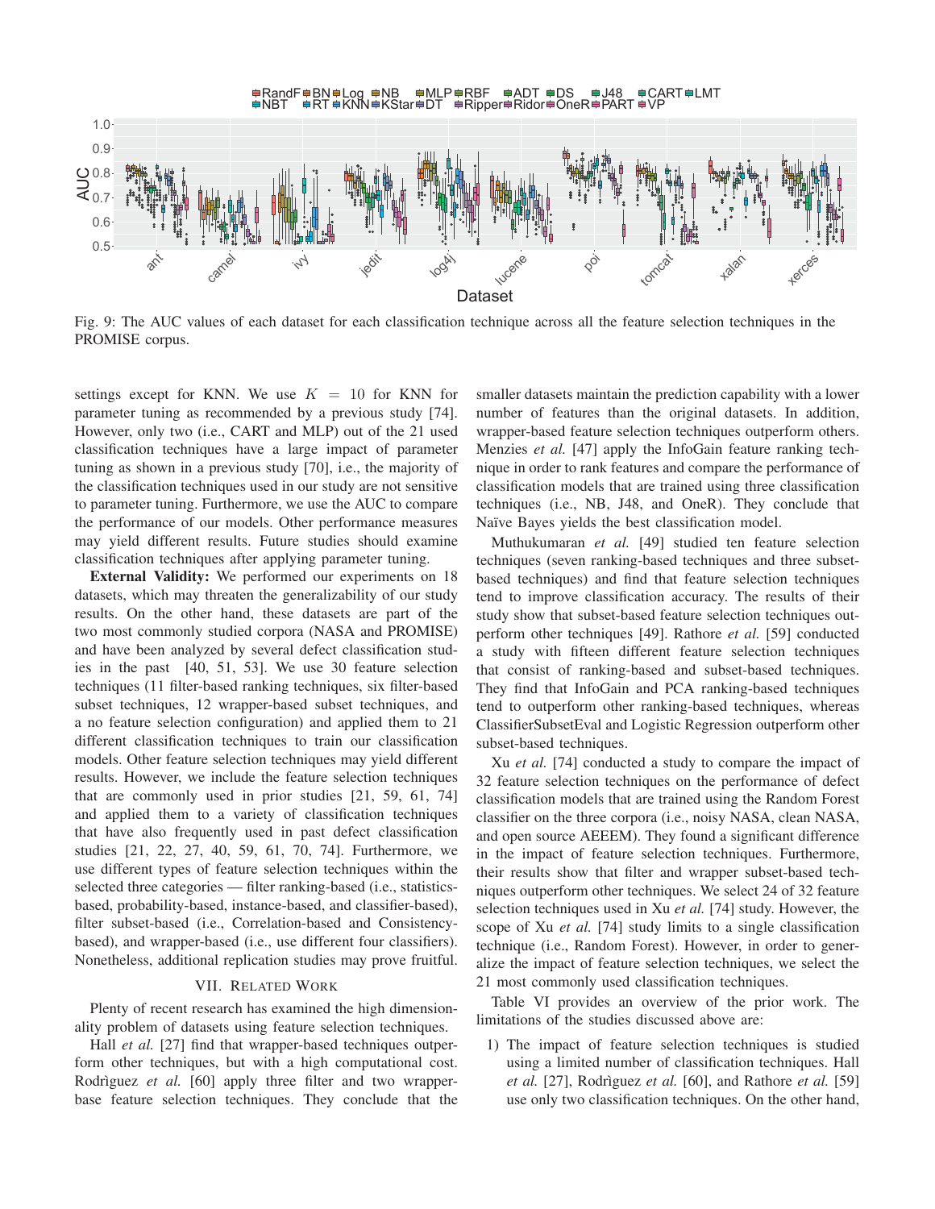Fig. 9: The AUC values of each dataset for each classification technique across all the feature selection techniques in the PROMISE corpus.

settings except for KNN. We use $K = 10$ for KNN for parameter tuning as recommended by a previous study [74]. However, only two (i.e., CART and MLP) out of the 21 used classification techniques have a large impact of parameter tuning as shown in a previous study [70], i.e., the majority of the classification techniques used in our study are not sensitive to parameter tuning. Furthermore, we use the AUC to compare the performance of our models. Other performance measures may yield different results. Future studies should examine classification techniques after applying parameter tuning.

**External Validity:** We performed our experiments on 18 datasets, which may threaten the generalizability of our study results. On the other hand, these datasets are part of the two most commonly studied corpora (NASA and PROMISE) and have been analyzed by several defect classification studies in the past [40, 51, 53]. We use 30 feature selection techniques (11 filter-based ranking techniques, six filter-based subset techniques, 12 wrapper-based subset techniques, and a no feature selection configuration) and applied them to 21 different classification techniques to train our classification models. Other feature selection techniques may yield different results. However, we include the feature selection techniques that are commonly used in prior studies [21, 59, 61, 74] and applied them to a variety of classification techniques that have also frequently used in past defect classification studies [21, 22, 27, 40, 59, 61, 70, 74]. Furthermore, we use different types of feature selection techniques within the selected three categories — filter ranking-based (i.e., statistics-based, probability-based, instance-based, and classifier-based), filter subset-based (i.e., Correlation-based and Consistency-based), and wrapper-based (i.e., use different four classifiers). Nonetheless, additional replication studies may prove fruitful.

## VII. Related Work

Plenty of recent research has examined the high dimensionality problem of datasets using feature selection techniques.

Hall *et al.* [27] find that wrapper-based techniques outperform other techniques, but with a high computational cost. Rodrìguez *et al.* [60] apply three filter and two wrapper-base feature selection techniques. They conclude that the smaller datasets maintain the prediction capability with a lower number of features than the original datasets. In addition, wrapper-based feature selection techniques outperform others. Menzies *et al.* [47] apply the InfoGain feature ranking technique in order to rank features and compare the performance of classification models that are trained using three classification techniques (i.e., NB, J48, and OneR). They conclude that Naïve Bayes yields the best classification model.

Muthukumaran *et al.* [49] studied ten feature selection techniques (seven ranking-based techniques and three subset-based techniques) and find that feature selection techniques tend to improve classification accuracy. The results of their study show that subset-based feature selection techniques outperform other techniques [49]. Rathore *et al.* [59] conducted a study with fifteen different feature selection techniques that consist of ranking-based and subset-based techniques. They find that InfoGain and PCA ranking-based techniques tend to outperform other ranking-based techniques, whereas ClassifierSubsetEval and Logistic Regression outperform other subset-based techniques.

Xu *et al.* [74] conducted a study to compare the impact of 32 feature selection techniques on the performance of defect classification models that are trained using the Random Forest classifier on the three corpora (i.e., noisy NASA, clean NASA, and open source AEEEM). They found a significant difference in the impact of feature selection techniques. Furthermore, their results show that filter and wrapper subset-based techniques outperform other techniques. We select 24 of 32 feature selection techniques used in Xu *et al.* [74] study. However, the scope of Xu *et al.* [74] study limits to a single classification technique (i.e., Random Forest). However, in order to generalize the impact of feature selection techniques, we select the 21 most commonly used classification techniques.

Table VI provides an overview of the prior work. The limitations of the studies discussed above are:

1) The impact of feature selection techniques is studied using a limited number of classification techniques. Hall *et al.* [27], Rodrìguez *et al.* [60], and Rathore *et al.* [59] use only two classification techniques. On the other hand,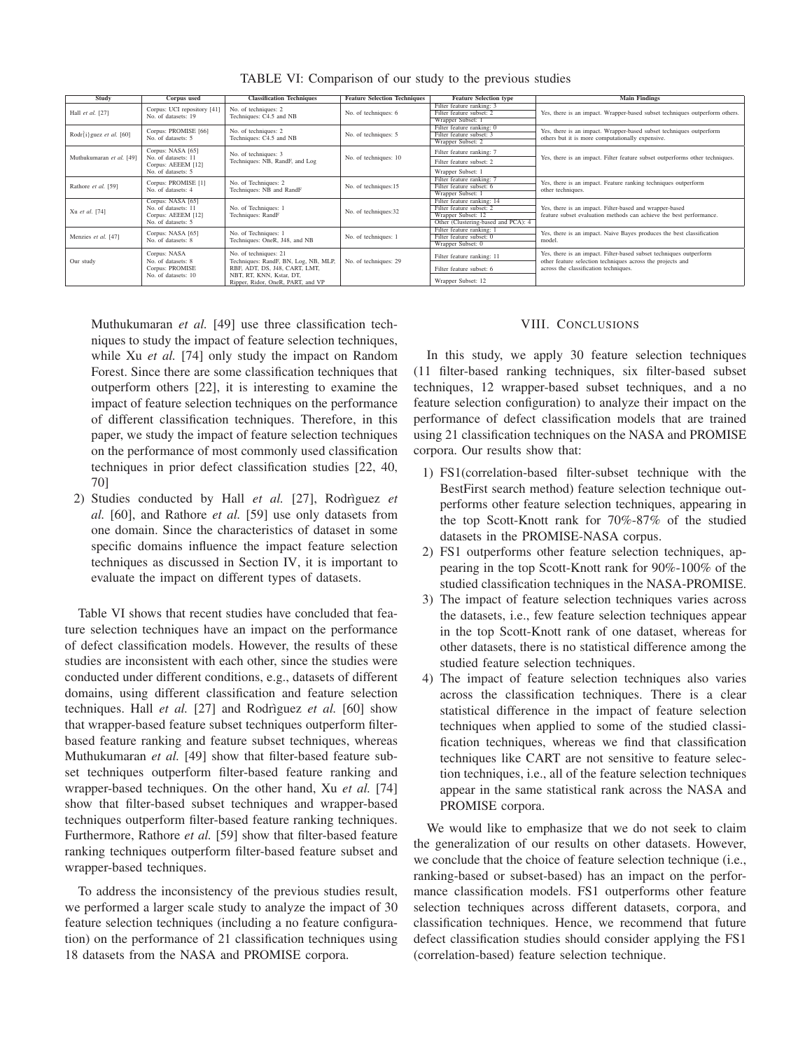TABLE VI: Comparison of our study to the previous studies

| Study | Corpus used | Classification Techniques | Feature Selection Techniques | Feature Selection type | Main Findings |
|---|---|---|---|---|---|
| Hall *et al.* [27] | Corpus: UCI repository [41] No. of datasets: 19 | No. of techniques: 2 Techniques: C4.5 and NB | No. of techniques: 6 | Filter feature ranking: 3 Filter feature subset: 2 Wrapper Subset: 1 | Yes, there is an impact. Wrapper-based subset techniques outperform others. |
| Rodr[i}guez *et al.* [60] | Corpus: PROMISE [66] No. of datasets: 5 | No. of techniques: 2 Techniques: C4.5 and NB | No. of techniques: 5 | Filter feature ranking: 0 Filter feature subset: 3 Wrapper Subset: 2 | Yes, there is an impact. Wrapper-based subset techniques outperform others but it is more computationally expensive. |
| Muthukumaran *et al.* [49] | Corpus: NASA [65] No. of datasets: 11 Corpus: AEEEM [12] No. of datasets: 5 | No. of techniques: 3 Techniques: NB, RandF, and Log | No. of techniques: 10 | Filter feature ranking: 7 Filter feature subset: 2 Wrapper Subset: 1 | Yes, there is an impact. Filter feature subset outperforms other techniques. |
| Rathore *et al.* [59] | Corpus: PROMISE [1] No. of datasets: 4 | No. of Techniques: 2 Techniques: NB and RandF | No. of techniques:15 | Filter feature ranking: 7 Filter feature subset: 6 Wrapper Subset: 1 | Yes, there is an impact. Feature ranking techniques outperform other techniques. |
| Xu *et al.* [74] | Corpus: NASA [65] No. of datasets: 11 Corpus: AEEEM [12] No. of datasets: 5 | No. of Techniques: 1 Techniques: RandF | No. of techniques:32 | Filter feature ranking: 14 Filter feature subset: 2 Wrapper Subset: 12 Other (Clustering-based and PCA): 4 | Yes, there is an impact. Filter-based and wrapper-based feature subset evaluation methods can achieve the best performance. |
| Menzies *et al.* [47] | Corpus: NASA [65] No. of datasets: 8 | No. of Techniques: 1 Techniques: OneR, J48, and NB | No. of techniques: 1 | Filter feature ranking: 1 Filter feature subset: 0 Wrapper Subset: 0 | Yes, there is an impact. Naive Bayes produces the best classification model. |
| Our study | Corpus: NASA No. of datasets: 8 Corpus: PROMISE No. of datasets: 10 | No. of techniques: 21 Techniques: RandF, BN, Log, NB, MLP, RBF, ADT, DS, J48, CART, LMT, NBT, RT, KNN, Kstar, DT, Ripper, Ridor, OneR, PART, and VP | No. of techniques: 29 | Filter feature ranking: 11 Filter feature subset: 6 Wrapper Subset: 12 | Yes, there is an impact. Filter-based subset techniques outperform other feature selection techniques across the projects and across the classification techniques. |

Muthukumaran *et al.* [49] use three classification techniques to study the impact of feature selection techniques, while Xu *et al.* [74] only study the impact on Random Forest. Since there are some classification techniques that outperform others [22], it is interesting to examine the impact of feature selection techniques on the performance of different classification techniques. Therefore, in this paper, we study the impact of feature selection techniques on the performance of most commonly used classification techniques in prior defect classification studies [22, 40, 70]

2) Studies conducted by Hall *et al.* [27], Rodrìguez *et al.* [60], and Rathore *et al.* [59] use only datasets from one domain. Since the characteristics of dataset in some specific domains influence the impact feature selection techniques as discussed in Section IV, it is important to evaluate the impact on different types of datasets.

Table VI shows that recent studies have concluded that feature selection techniques have an impact on the performance of defect classification models. However, the results of these studies are inconsistent with each other, since the studies were conducted under different conditions, e.g., datasets of different domains, using different classification and feature selection techniques. Hall *et al.* [27] and Rodrìguez *et al.* [60] show that wrapper-based feature subset techniques outperform filter-based feature ranking and feature subset techniques, whereas Muthukumaran *et al.* [49] show that filter-based feature subset techniques outperform filter-based feature ranking and wrapper-based techniques. On the other hand, Xu *et al.* [74] show that filter-based subset techniques and wrapper-based techniques outperform filter-based feature ranking techniques. Furthermore, Rathore *et al.* [59] show that filter-based feature ranking techniques outperform filter-based feature subset and wrapper-based techniques.

To address the inconsistency of the previous studies result, we performed a larger scale study to analyze the impact of 30 feature selection techniques (including a no feature configuration) on the performance of 21 classification techniques using 18 datasets from the NASA and PROMISE corpora.

## VIII. Conclusions

In this study, we apply 30 feature selection techniques (11 filter-based ranking techniques, six filter-based subset techniques, 12 wrapper-based subset techniques, and a no feature selection configuration) to analyze their impact on the performance of defect classification models that are trained using 21 classification techniques on the NASA and PROMISE corpora. Our results show that:

1) FS1(correlation-based filter-subset technique with the BestFirst search method) feature selection technique outperforms other feature selection techniques, appearing in the top Scott-Knott rank for 70%-87% of the studied datasets in the PROMISE-NASA corpus.
2) FS1 outperforms other feature selection techniques, appearing in the top Scott-Knott rank for 90%-100% of the studied classification techniques in the NASA-PROMISE.
3) The impact of feature selection techniques varies across the datasets, i.e., few feature selection techniques appear in the top Scott-Knott rank of one dataset, whereas for other datasets, there is no statistical difference among the studied feature selection techniques.
4) The impact of feature selection techniques also varies across the classification techniques. There is a clear statistical difference in the impact of feature selection techniques when applied to some of the studied classification techniques, whereas we find that classification techniques like CART are not sensitive to feature selection techniques, i.e., all of the feature selection techniques appear in the same statistical rank across the NASA and PROMISE corpora.

We would like to emphasize that we do not seek to claim the generalization of our results on other datasets. However, we conclude that the choice of feature selection technique (i.e., ranking-based or subset-based) has an impact on the performance classification models. FS1 outperforms other feature selection techniques across different datasets, corpora, and classification techniques. Hence, we recommend that future defect classification studies should consider applying the FS1 (correlation-based) feature selection technique.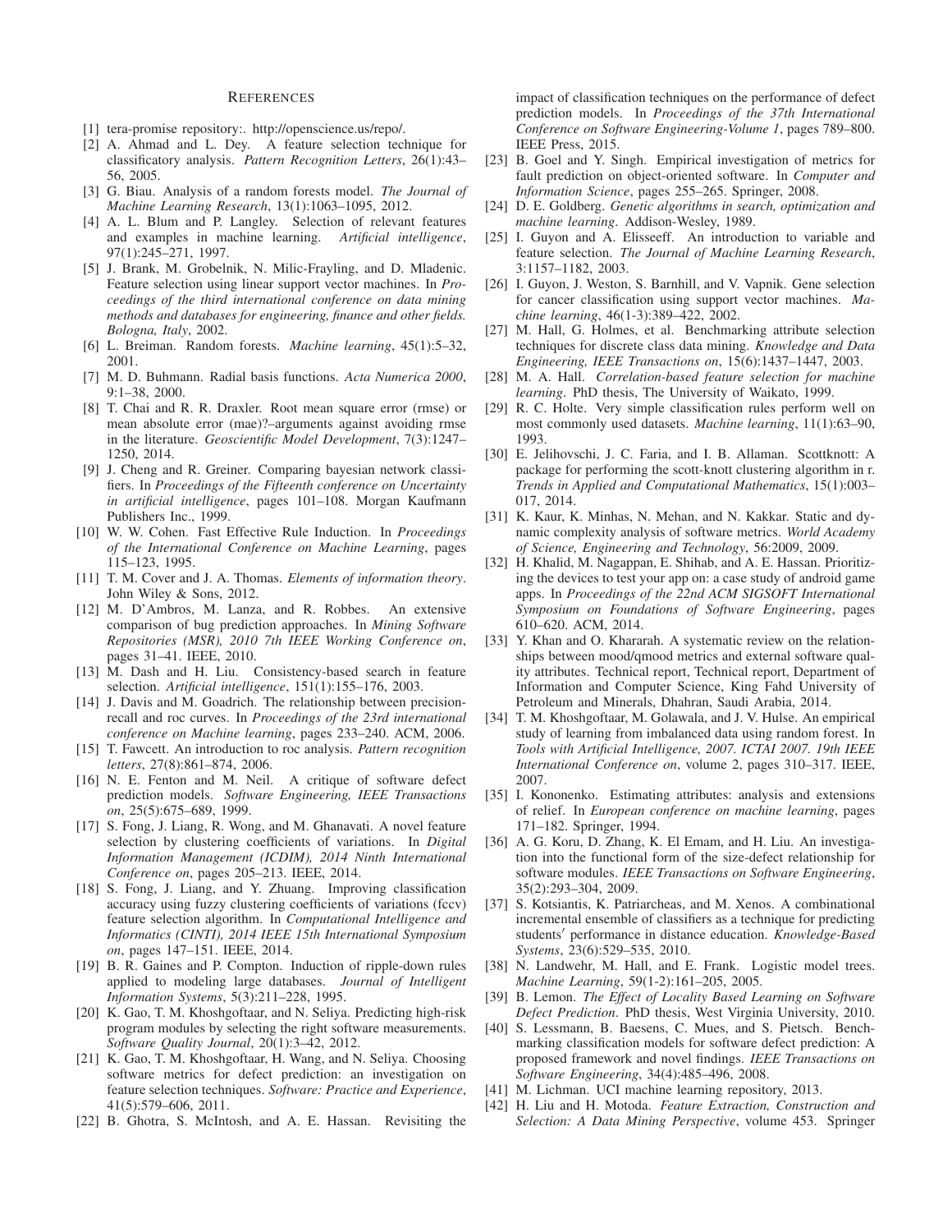## REFERENCES

[1] tera-promise repository:. http://openscience.us/repo/.

[2] A. Ahmad and L. Dey. A feature selection technique for classificatory analysis. *Pattern Recognition Letters*, 26(1):43–56, 2005.

[3] G. Biau. Analysis of a random forests model. *The Journal of Machine Learning Research*, 13(1):1063–1095, 2012.

[4] A. L. Blum and P. Langley. Selection of relevant features and examples in machine learning. *Artificial intelligence*, 97(1):245–271, 1997.

[5] J. Brank, M. Grobelnik, N. Milic-Frayling, and D. Mladenic. Feature selection using linear support vector machines. In *Proceedings of the third international conference on data mining methods and databases for engineering, finance and other fields. Bologna, Italy*, 2002.

[6] L. Breiman. Random forests. *Machine learning*, 45(1):5–32, 2001.

[7] M. D. Buhmann. Radial basis functions. *Acta Numerica 2000*, 9:1–38, 2000.

[8] T. Chai and R. R. Draxler. Root mean square error (rmse) or mean absolute error (mae)?–arguments against avoiding rmse in the literature. *Geoscientific Model Development*, 7(3):1247–1250, 2014.

[9] J. Cheng and R. Greiner. Comparing bayesian network classifiers. In *Proceedings of the Fifteenth conference on Uncertainty in artificial intelligence*, pages 101–108. Morgan Kaufmann Publishers Inc., 1999.

[10] W. W. Cohen. Fast Effective Rule Induction. In *Proceedings of the International Conference on Machine Learning*, pages 115–123, 1995.

[11] T. M. Cover and J. A. Thomas. *Elements of information theory*. John Wiley & Sons, 2012.

[12] M. D'Ambros, M. Lanza, and R. Robbes. An extensive comparison of bug prediction approaches. In *Mining Software Repositories (MSR), 2010 7th IEEE Working Conference on*, pages 31–41. IEEE, 2010.

[13] M. Dash and H. Liu. Consistency-based search in feature selection. *Artificial intelligence*, 151(1):155–176, 2003.

[14] J. Davis and M. Goadrich. The relationship between precision-recall and roc curves. In *Proceedings of the 23rd international conference on Machine learning*, pages 233–240. ACM, 2006.

[15] T. Fawcett. An introduction to roc analysis. *Pattern recognition letters*, 27(8):861–874, 2006.

[16] N. E. Fenton and M. Neil. A critique of software defect prediction models. *Software Engineering, IEEE Transactions on*, 25(5):675–689, 1999.

[17] S. Fong, J. Liang, R. Wong, and M. Ghanavati. A novel feature selection by clustering coefficients of variations. In *Digital Information Management (ICDIM), 2014 Ninth International Conference on*, pages 205–213. IEEE, 2014.

[18] S. Fong, J. Liang, and Y. Zhuang. Improving classification accuracy using fuzzy clustering coefficients of variations (fccv) feature selection algorithm. In *Computational Intelligence and Informatics (CINTI), 2014 IEEE 15th International Symposium on*, pages 147–151. IEEE, 2014.

[19] B. R. Gaines and P. Compton. Induction of ripple-down rules applied to modeling large databases. *Journal of Intelligent Information Systems*, 5(3):211–228, 1995.

[20] K. Gao, T. M. Khoshgoftaar, and N. Seliya. Predicting high-risk program modules by selecting the right software measurements. *Software Quality Journal*, 20(1):3–42, 2012.

[21] K. Gao, T. M. Khoshgoftaar, H. Wang, and N. Seliya. Choosing software metrics for defect prediction: an investigation on feature selection techniques. *Software: Practice and Experience*, 41(5):579–606, 2011.

[22] B. Ghotra, S. McIntosh, and A. E. Hassan. Revisiting the impact of classification techniques on the performance of defect prediction models. In *Proceedings of the 37th International Conference on Software Engineering-Volume 1*, pages 789–800. IEEE Press, 2015.

[23] B. Goel and Y. Singh. Empirical investigation of metrics for fault prediction on object-oriented software. In *Computer and Information Science*, pages 255–265. Springer, 2008.

[24] D. E. Goldberg. *Genetic algorithms in search, optimization and machine learning*. Addison-Wesley, 1989.

[25] I. Guyon and A. Elisseeff. An introduction to variable and feature selection. *The Journal of Machine Learning Research*, 3:1157–1182, 2003.

[26] I. Guyon, J. Weston, S. Barnhill, and V. Vapnik. Gene selection for cancer classification using support vector machines. *Machine learning*, 46(1-3):389–422, 2002.

[27] M. Hall, G. Holmes, et al. Benchmarking attribute selection techniques for discrete class data mining. *Knowledge and Data Engineering, IEEE Transactions on*, 15(6):1437–1447, 2003.

[28] M. A. Hall. *Correlation-based feature selection for machine learning*. PhD thesis, The University of Waikato, 1999.

[29] R. C. Holte. Very simple classification rules perform well on most commonly used datasets. *Machine learning*, 11(1):63–90, 1993.

[30] E. Jelihovschi, J. C. Faria, and I. B. Allaman. Scottknott: A package for performing the scott-knott clustering algorithm in r. *Trends in Applied and Computational Mathematics*, 15(1):003–017, 2014.

[31] K. Kaur, K. Minhas, N. Mehan, and N. Kakkar. Static and dynamic complexity analysis of software metrics. *World Academy of Science, Engineering and Technology*, 56:2009, 2009.

[32] H. Khalid, M. Nagappan, E. Shihab, and A. E. Hassan. Prioritizing the devices to test your app on: a case study of android game apps. In *Proceedings of the 22nd ACM SIGSOFT International Symposium on Foundations of Software Engineering*, pages 610–620. ACM, 2014.

[33] Y. Khan and O. Khararah. A systematic review on the relationships between mood/qmood metrics and external software quality attributes. Technical report, Technical report, Department of Information and Computer Science, King Fahd University of Petroleum and Minerals, Dhahran, Saudi Arabia, 2014.

[34] T. M. Khoshgoftaar, M. Golawala, and J. V. Hulse. An empirical study of learning from imbalanced data using random forest. In *Tools with Artificial Intelligence, 2007. ICTAI 2007. 19th IEEE International Conference on*, volume 2, pages 310–317. IEEE, 2007.

[35] I. Kononenko. Estimating attributes: analysis and extensions of relief. In *European conference on machine learning*, pages 171–182. Springer, 1994.

[36] A. G. Koru, D. Zhang, K. El Emam, and H. Liu. An investigation into the functional form of the size-defect relationship for software modules. *IEEE Transactions on Software Engineering*, 35(2):293–304, 2009.

[37] S. Kotsiantis, K. Patriarcheas, and M. Xenos. A combinational incremental ensemble of classifiers as a technique for predicting students′ performance in distance education. *Knowledge-Based Systems*, 23(6):529–535, 2010.

[38] N. Landwehr, M. Hall, and E. Frank. Logistic model trees. *Machine Learning*, 59(1-2):161–205, 2005.

[39] B. Lemon. *The Effect of Locality Based Learning on Software Defect Prediction*. PhD thesis, West Virginia University, 2010.

[40] S. Lessmann, B. Baesens, C. Mues, and S. Pietsch. Benchmarking classification models for software defect prediction: A proposed framework and novel findings. *IEEE Transactions on Software Engineering*, 34(4):485–496, 2008.

[41] M. Lichman. UCI machine learning repository, 2013.

[42] H. Liu and H. Motoda. *Feature Extraction, Construction and Selection: A Data Mining Perspective*, volume 453. Springer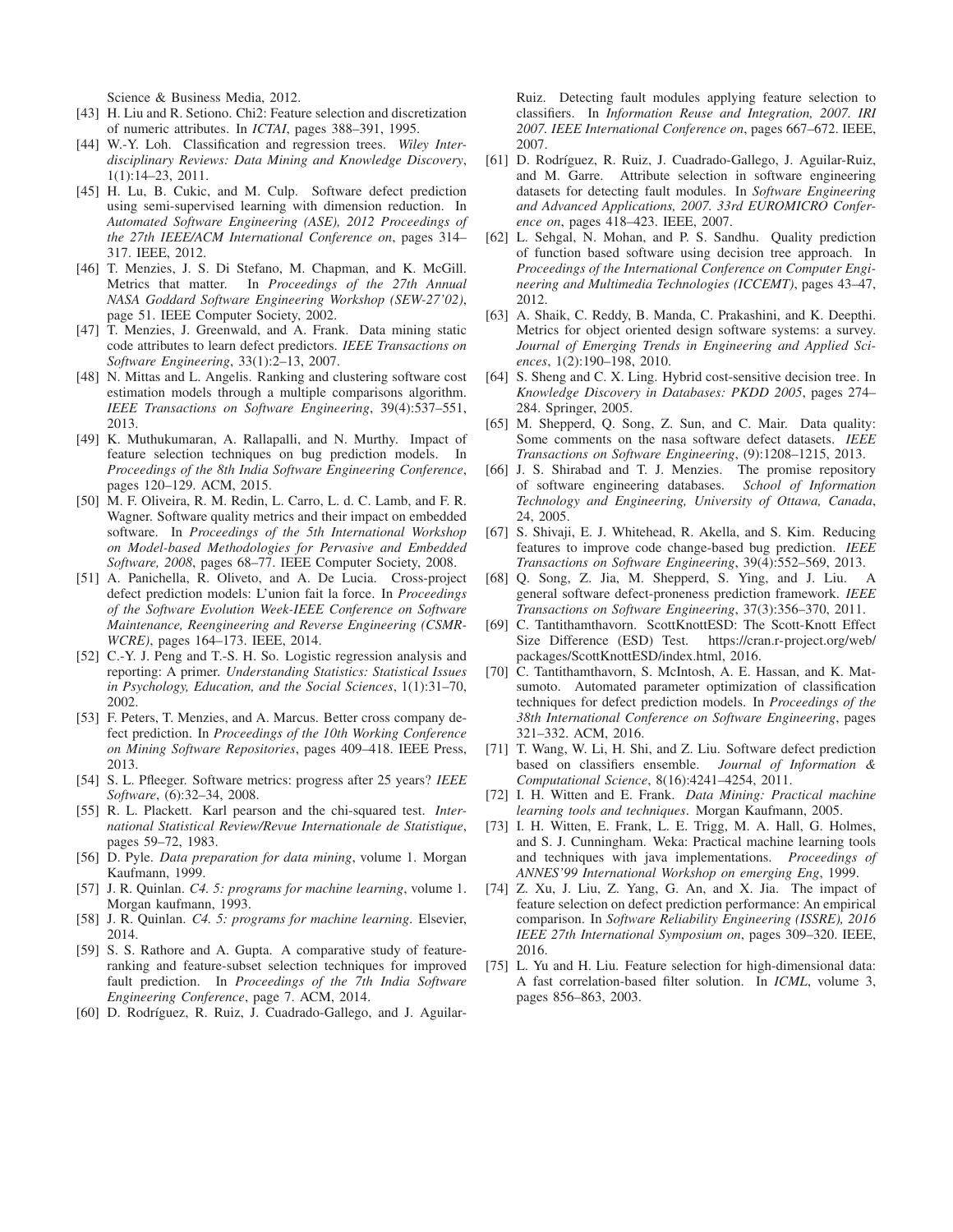Science & Business Media, 2012.

[43] H. Liu and R. Setiono. Chi2: Feature selection and discretization of numeric attributes. In *ICTAI*, pages 388–391, 1995.

[44] W.-Y. Loh. Classification and regression trees. *Wiley Interdisciplinary Reviews: Data Mining and Knowledge Discovery*, 1(1):14–23, 2011.

[45] H. Lu, B. Cukic, and M. Culp. Software defect prediction using semi-supervised learning with dimension reduction. In *Automated Software Engineering (ASE), 2012 Proceedings of the 27th IEEE/ACM International Conference on*, pages 314–317. IEEE, 2012.

[46] T. Menzies, J. S. Di Stefano, M. Chapman, and K. McGill. Metrics that matter. In *Proceedings of the 27th Annual NASA Goddard Software Engineering Workshop (SEW-27'02)*, page 51. IEEE Computer Society, 2002.

[47] T. Menzies, J. Greenwald, and A. Frank. Data mining static code attributes to learn defect predictors. *IEEE Transactions on Software Engineering*, 33(1):2–13, 2007.

[48] N. Mittas and L. Angelis. Ranking and clustering software cost estimation models through a multiple comparisons algorithm. *IEEE Transactions on Software Engineering*, 39(4):537–551, 2013.

[49] K. Muthukumaran, A. Rallapalli, and N. Murthy. Impact of feature selection techniques on bug prediction models. In *Proceedings of the 8th India Software Engineering Conference*, pages 120–129. ACM, 2015.

[50] M. F. Oliveira, R. M. Redin, L. Carro, L. d. C. Lamb, and F. R. Wagner. Software quality metrics and their impact on embedded software. In *Proceedings of the 5th International Workshop on Model-based Methodologies for Pervasive and Embedded Software, 2008*, pages 68–77. IEEE Computer Society, 2008.

[51] A. Panichella, R. Oliveto, and A. De Lucia. Cross-project defect prediction models: L'union fait la force. In *Proceedings of the Software Evolution Week-IEEE Conference on Software Maintenance, Reengineering and Reverse Engineering (CSMR-WCRE)*, pages 164–173. IEEE, 2014.

[52] C.-Y. J. Peng and T.-S. H. So. Logistic regression analysis and reporting: A primer. *Understanding Statistics: Statistical Issues in Psychology, Education, and the Social Sciences*, 1(1):31–70, 2002.

[53] F. Peters, T. Menzies, and A. Marcus. Better cross company defect prediction. In *Proceedings of the 10th Working Conference on Mining Software Repositories*, pages 409–418. IEEE Press, 2013.

[54] S. L. Pfleeger. Software metrics: progress after 25 years? *IEEE Software*, (6):32–34, 2008.

[55] R. L. Plackett. Karl pearson and the chi-squared test. *International Statistical Review/Revue Internationale de Statistique*, pages 59–72, 1983.

[56] D. Pyle. *Data preparation for data mining*, volume 1. Morgan Kaufmann, 1999.

[57] J. R. Quinlan. *C4. 5: programs for machine learning*, volume 1. Morgan kaufmann, 1993.

[58] J. R. Quinlan. *C4. 5: programs for machine learning*. Elsevier, 2014.

[59] S. S. Rathore and A. Gupta. A comparative study of feature-ranking and feature-subset selection techniques for improved fault prediction. In *Proceedings of the 7th India Software Engineering Conference*, page 7. ACM, 2014.

[60] D. Rodríguez, R. Ruiz, J. Cuadrado-Gallego, and J. Aguilar-Ruiz. Detecting fault modules applying feature selection to classifiers. In *Information Reuse and Integration, 2007. IRI 2007. IEEE International Conference on*, pages 667–672. IEEE, 2007.

[61] D. Rodríguez, R. Ruiz, J. Cuadrado-Gallego, J. Aguilar-Ruiz, and M. Garre. Attribute selection in software engineering datasets for detecting fault modules. In *Software Engineering and Advanced Applications, 2007. 33rd EUROMICRO Conference on*, pages 418–423. IEEE, 2007.

[62] L. Sehgal, N. Mohan, and P. S. Sandhu. Quality prediction of function based software using decision tree approach. In *Proceedings of the International Conference on Computer Engineering and Multimedia Technologies (ICCEMT)*, pages 43–47, 2012.

[63] A. Shaik, C. Reddy, B. Manda, C. Prakashini, and K. Deepthi. Metrics for object oriented design software systems: a survey. *Journal of Emerging Trends in Engineering and Applied Sciences*, 1(2):190–198, 2010.

[64] S. Sheng and C. X. Ling. Hybrid cost-sensitive decision tree. In *Knowledge Discovery in Databases: PKDD 2005*, pages 274–284. Springer, 2005.

[65] M. Shepperd, Q. Song, Z. Sun, and C. Mair. Data quality: Some comments on the nasa software defect datasets. *IEEE Transactions on Software Engineering*, (9):1208–1215, 2013.

[66] J. S. Shirabad and T. J. Menzies. The promise repository of software engineering databases. *School of Information Technology and Engineering, University of Ottawa, Canada*, 24, 2005.

[67] S. Shivaji, E. J. Whitehead, R. Akella, and S. Kim. Reducing features to improve code change-based bug prediction. *IEEE Transactions on Software Engineering*, 39(4):552–569, 2013.

[68] Q. Song, Z. Jia, M. Shepperd, S. Ying, and J. Liu. A general software defect-proneness prediction framework. *IEEE Transactions on Software Engineering*, 37(3):356–370, 2011.

[69] C. Tantithamthavorn. ScottKnottESD: The Scott-Knott Effect Size Difference (ESD) Test. https://cran.r-project.org/web/packages/ScottKnottESD/index.html, 2016.

[70] C. Tantithamthavorn, S. McIntosh, A. E. Hassan, and K. Matsumoto. Automated parameter optimization of classification techniques for defect prediction models. In *Proceedings of the 38th International Conference on Software Engineering*, pages 321–332. ACM, 2016.

[71] T. Wang, W. Li, H. Shi, and Z. Liu. Software defect prediction based on classifiers ensemble. *Journal of Information & Computational Science*, 8(16):4241–4254, 2011.

[72] I. H. Witten and E. Frank. *Data Mining: Practical machine learning tools and techniques*. Morgan Kaufmann, 2005.

[73] I. H. Witten, E. Frank, L. E. Trigg, M. A. Hall, G. Holmes, and S. J. Cunningham. Weka: Practical machine learning tools and techniques with java implementations. *Proceedings of ANNES'99 International Workshop on emerging Eng*, 1999.

[74] Z. Xu, J. Liu, Z. Yang, G. An, and X. Jia. The impact of feature selection on defect prediction performance: An empirical comparison. In *Software Reliability Engineering (ISSRE), 2016 IEEE 27th International Symposium on*, pages 309–320. IEEE, 2016.

[75] L. Yu and H. Liu. Feature selection for high-dimensional data: A fast correlation-based filter solution. In *ICML*, volume 3, pages 856–863, 2003.